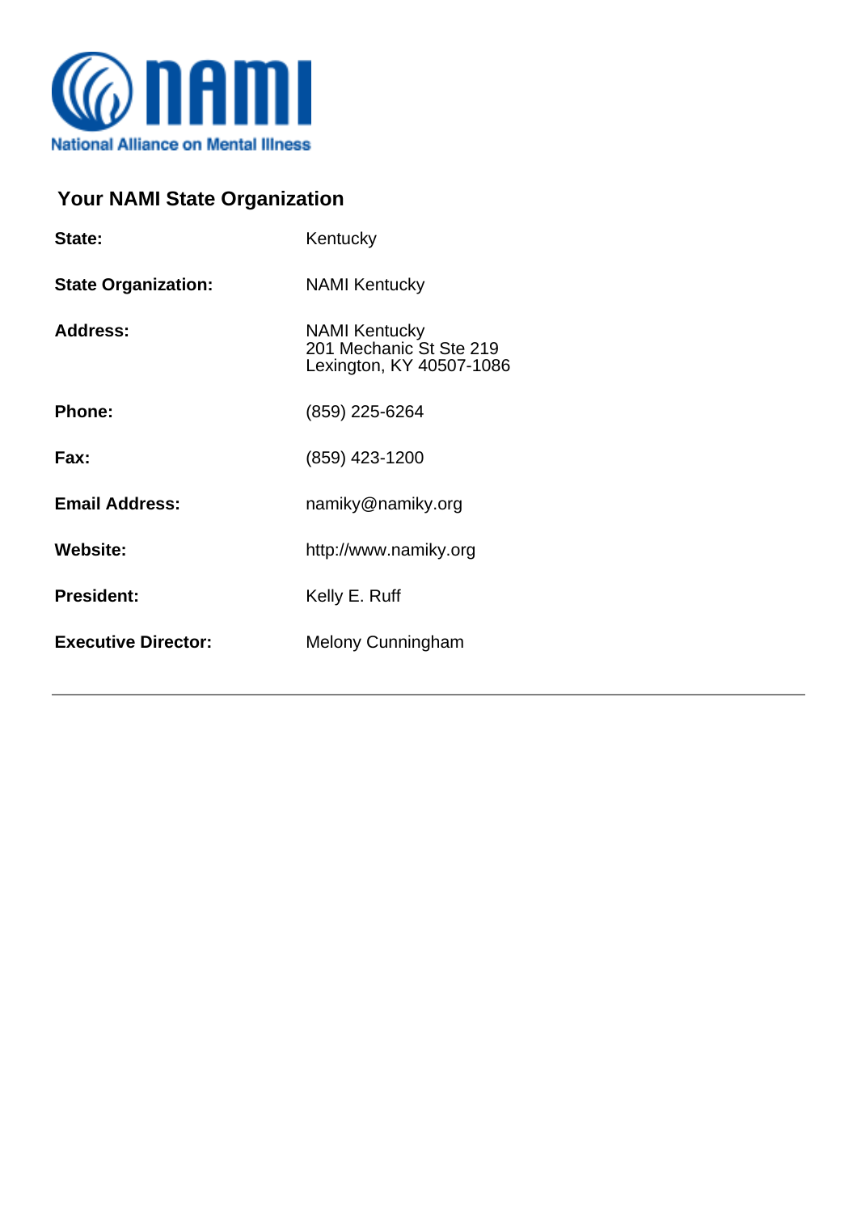NAMI
National Alliance on Mental Illness

## Your NAMI State Organization

| | |
|---|---|
| **State:** | Kentucky |
| **State Organization:** | NAMI Kentucky |
| **Address:** | NAMI Kentucky<br>201 Mechanic St Ste 219<br>Lexington, KY 40507-1086 |
| **Phone:** | (859) 225-6264 |
| **Fax:** | (859) 423-1200 |
| **Email Address:** | namiky@namiky.org |
| **Website:** | http://www.namiky.org |
| **President:** | Kelly E. Ruff |
| **Executive Director:** | Melony Cunningham |

---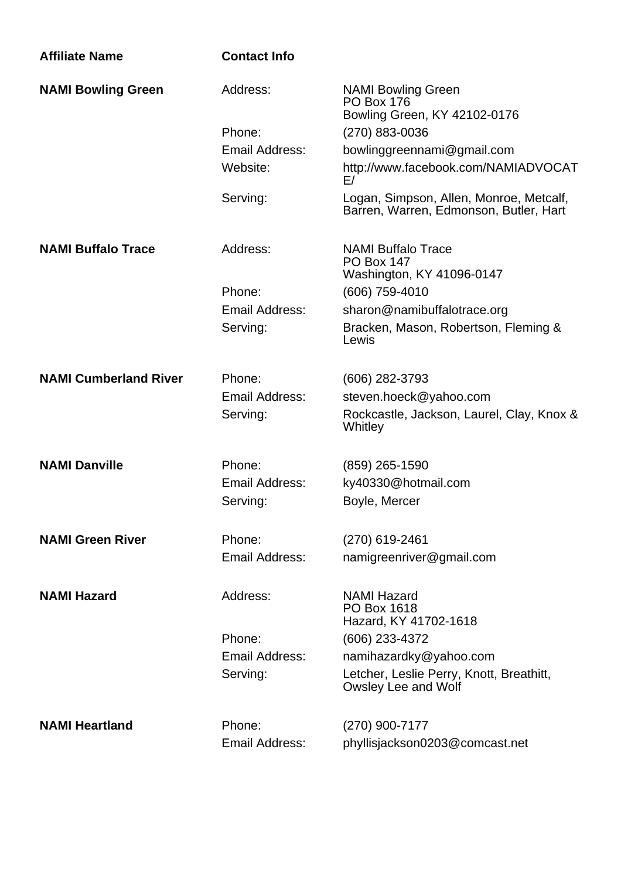| Affiliate Name | Contact Info | |
|---|---|---|
| **NAMI Bowling Green** | Address: | NAMI Bowling Green<br>PO Box 176<br>Bowling Green, KY 42102-0176 |
| | Phone: | (270) 883-0036 |
| | Email Address: | bowlinggreennami@gmail.com |
| | Website: | http://www.facebook.com/NAMIADVOCATE/ |
| | Serving: | Logan, Simpson, Allen, Monroe, Metcalf, Barren, Warren, Edmonson, Butler, Hart |
| **NAMI Buffalo Trace** | Address: | NAMI Buffalo Trace<br>PO Box 147<br>Washington, KY 41096-0147 |
| | Phone: | (606) 759-4010 |
| | Email Address: | sharon@namibuffalotrace.org |
| | Serving: | Bracken, Mason, Robertson, Fleming & Lewis |
| **NAMI Cumberland River** | Phone: | (606) 282-3793 |
| | Email Address: | steven.hoeck@yahoo.com |
| | Serving: | Rockcastle, Jackson, Laurel, Clay, Knox & Whitley |
| **NAMI Danville** | Phone: | (859) 265-1590 |
| | Email Address: | ky40330@hotmail.com |
| | Serving: | Boyle, Mercer |
| **NAMI Green River** | Phone: | (270) 619-2461 |
| | Email Address: | namigreenriver@gmail.com |
| **NAMI Hazard** | Address: | NAMI Hazard<br>PO Box 1618<br>Hazard, KY 41702-1618 |
| | Phone: | (606) 233-4372 |
| | Email Address: | namihazardky@yahoo.com |
| | Serving: | Letcher, Leslie Perry, Knott, Breathitt, Owsley Lee and Wolf |
| **NAMI Heartland** | Phone: | (270) 900-7177 |
| | Email Address: | phyllisjackson0203@comcast.net |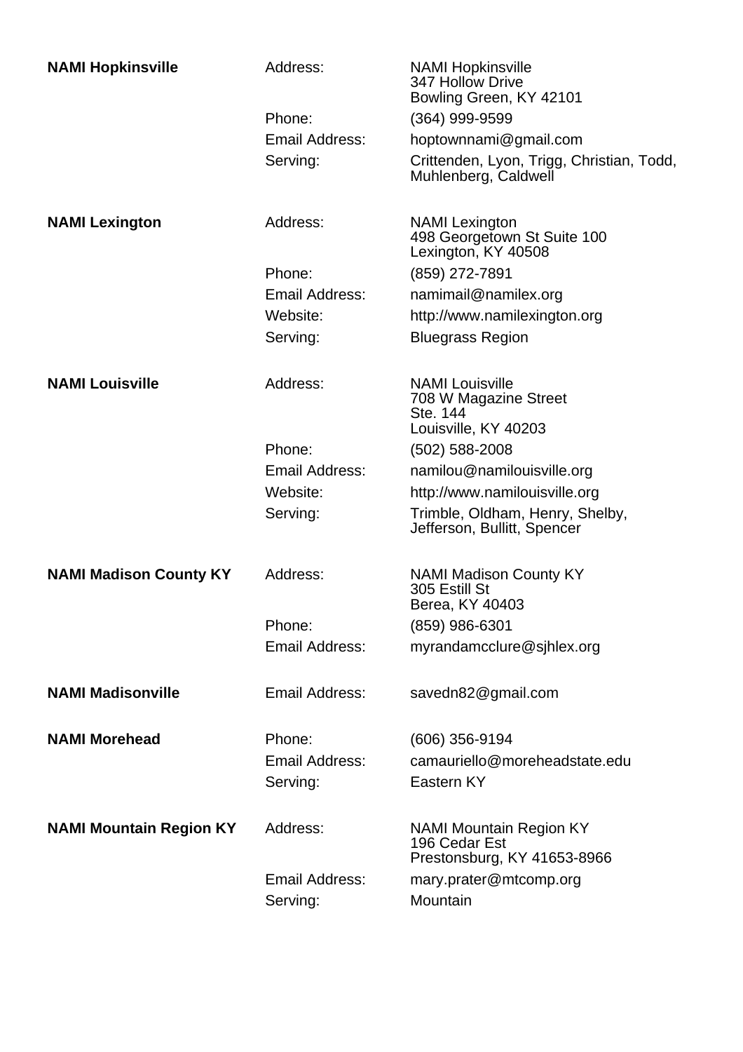**NAMI Hopkinsville**

| | |
|---|---|
| Address: | NAMI Hopkinsville<br>347 Hollow Drive<br>Bowling Green, KY 42101 |
| Phone: | (364) 999-9599 |
| Email Address: | hoptownnami@gmail.com |
| Serving: | Crittenden, Lyon, Trigg, Christian, Todd, Muhlenberg, Caldwell |

**NAMI Lexington**

| | |
|---|---|
| Address: | NAMI Lexington<br>498 Georgetown St Suite 100<br>Lexington, KY 40508 |
| Phone: | (859) 272-7891 |
| Email Address: | namimail@namilex.org |
| Website: | http://www.namilexington.org |
| Serving: | Bluegrass Region |

**NAMI Louisville**

| | |
|---|---|
| Address: | NAMI Louisville<br>708 W Magazine Street<br>Ste. 144<br>Louisville, KY 40203 |
| Phone: | (502) 588-2008 |
| Email Address: | namilou@namilouisville.org |
| Website: | http://www.namilouisville.org |
| Serving: | Trimble, Oldham, Henry, Shelby, Jefferson, Bullitt, Spencer |

**NAMI Madison County KY**

| | |
|---|---|
| Address: | NAMI Madison County KY<br>305 Estill St<br>Berea, KY 40403 |
| Phone: | (859) 986-6301 |
| Email Address: | myrandamcclure@sjhlex.org |

**NAMI Madisonville**

| | |
|---|---|
| Email Address: | savedn82@gmail.com |

**NAMI Morehead**

| | |
|---|---|
| Phone: | (606) 356-9194 |
| Email Address: | camauriello@moreheadstate.edu |
| Serving: | Eastern KY |

**NAMI Mountain Region KY**

| | |
|---|---|
| Address: | NAMI Mountain Region KY<br>196 Cedar Est<br>Prestonsburg, KY 41653-8966 |
| Email Address: | mary.prater@mtcomp.org |
| Serving: | Mountain |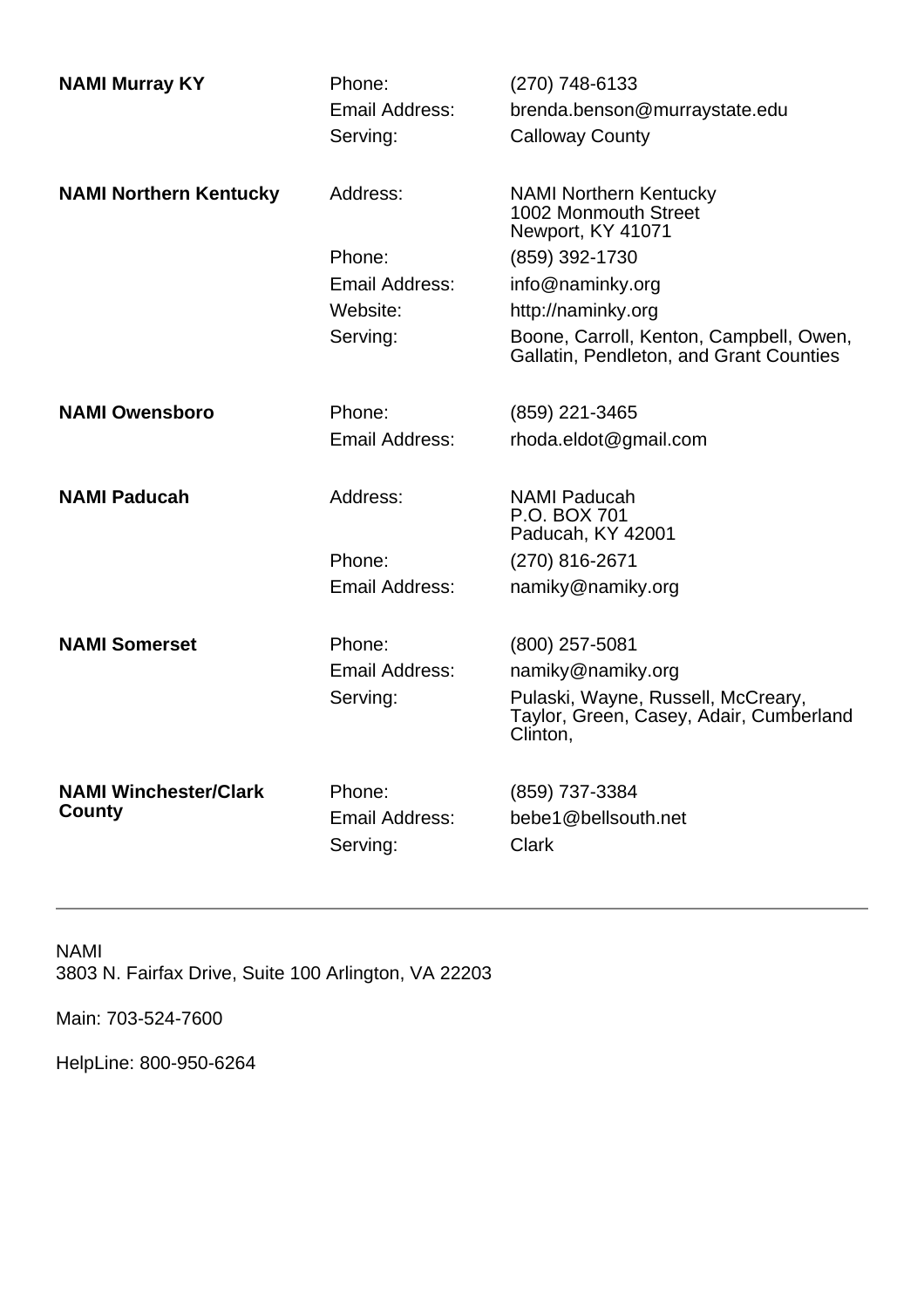| | | |
|---|---|---|
| **NAMI Murray KY** | Phone: | (270) 748-6133 |
| | Email Address: | brenda.benson@murraystate.edu |
| | Serving: | Calloway County |
| **NAMI Northern Kentucky** | Address: | NAMI Northern Kentucky<br>1002 Monmouth Street<br>Newport, KY 41071 |
| | Phone: | (859) 392-1730 |
| | Email Address: | info@naminky.org |
| | Website: | http://naminky.org |
| | Serving: | Boone, Carroll, Kenton, Campbell, Owen, Gallatin, Pendleton, and Grant Counties |
| **NAMI Owensboro** | Phone: | (859) 221-3465 |
| | Email Address: | rhoda.eldot@gmail.com |
| **NAMI Paducah** | Address: | NAMI Paducah<br>P.O. BOX 701<br>Paducah, KY 42001 |
| | Phone: | (270) 816-2671 |
| | Email Address: | namiky@namiky.org |
| **NAMI Somerset** | Phone: | (800) 257-5081 |
| | Email Address: | namiky@namiky.org |
| | Serving: | Pulaski, Wayne, Russell, McCreary, Taylor, Green, Casey, Adair, Cumberland Clinton, |
| **NAMI Winchester/Clark County** | Phone: | (859) 737-3384 |
| | Email Address: | bebe1@bellsouth.net |
| | Serving: | Clark |

---

NAMI
3803 N. Fairfax Drive, Suite 100 Arlington, VA 22203

Main: 703-524-7600

HelpLine: 800-950-6264